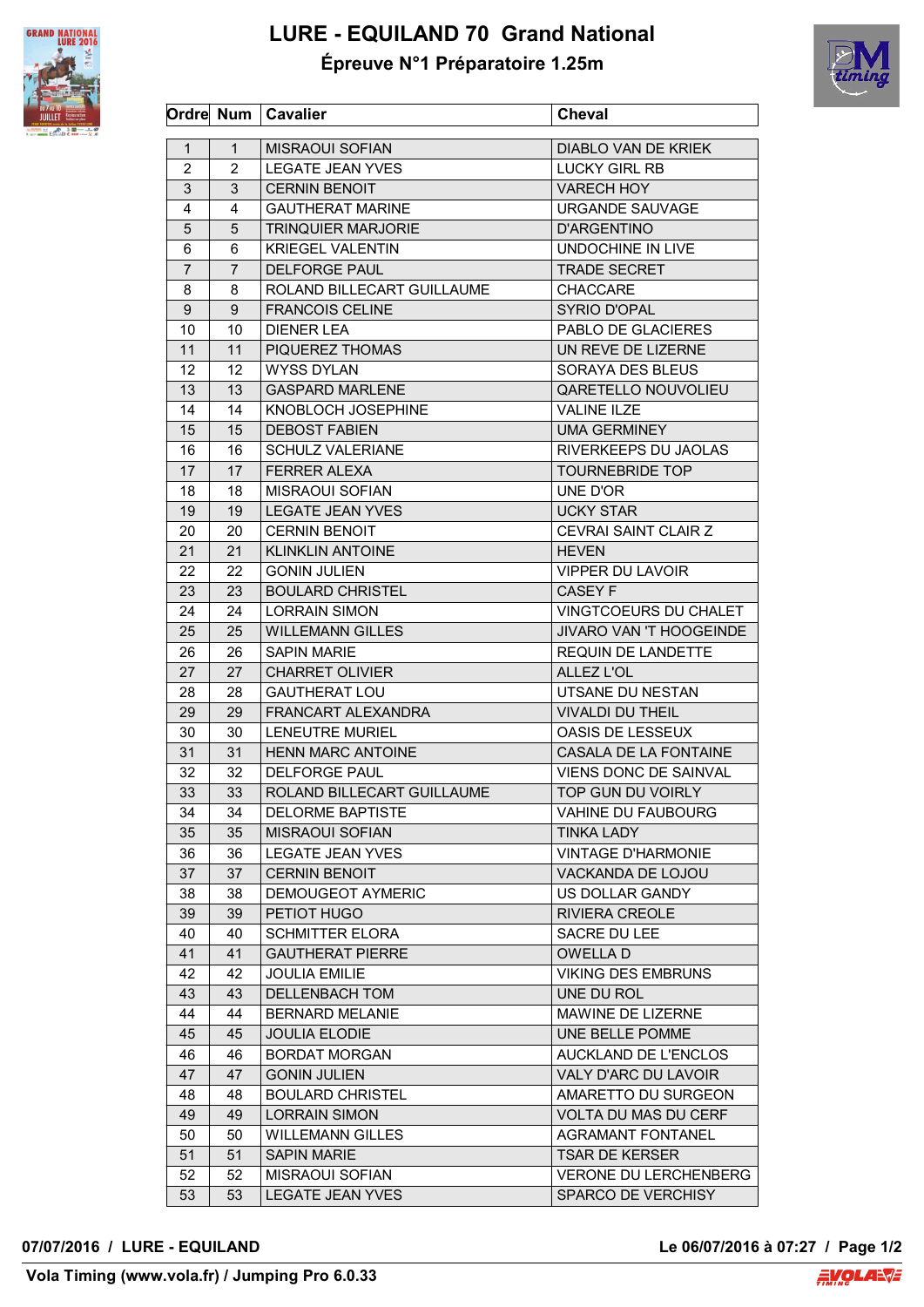# LURE - EQUILAND 70 Grand National

## Épreuve N°1 Préparatoire 1.25m

| Ordre | Num | Cavalier | Cheval |
|---|---|---|---|
| 1 | 1 | MISRAOUI SOFIAN | DIABLO VAN DE KRIEK |
| 2 | 2 | LEGATE JEAN YVES | LUCKY GIRL RB |
| 3 | 3 | CERNIN BENOIT | VARECH HOY |
| 4 | 4 | GAUTHERAT MARINE | URGANDE SAUVAGE |
| 5 | 5 | TRINQUIER MARJORIE | D'ARGENTINO |
| 6 | 6 | KRIEGEL VALENTIN | UNDOCHINE IN LIVE |
| 7 | 7 | DELFORGE PAUL | TRADE SECRET |
| 8 | 8 | ROLAND BILLECART GUILLAUME | CHACCARE |
| 9 | 9 | FRANCOIS CELINE | SYRIO D'OPAL |
| 10 | 10 | DIENER LEA | PABLO DE GLACIERES |
| 11 | 11 | PIQUEREZ THOMAS | UN REVE DE LIZERNE |
| 12 | 12 | WYSS DYLAN | SORAYA DES BLEUS |
| 13 | 13 | GASPARD MARLENE | QARETELLO NOUVOLIEU |
| 14 | 14 | KNOBLOCH JOSEPHINE | VALINE ILZE |
| 15 | 15 | DEBOST FABIEN | UMA GERMINEY |
| 16 | 16 | SCHULZ VALERIANE | RIVERKEEPS DU JAOLAS |
| 17 | 17 | FERRER ALEXA | TOURNEBRIDE TOP |
| 18 | 18 | MISRAOUI SOFIAN | UNE D'OR |
| 19 | 19 | LEGATE JEAN YVES | UCKY STAR |
| 20 | 20 | CERNIN BENOIT | CEVRAI SAINT CLAIR Z |
| 21 | 21 | KLINKLIN ANTOINE | HEVEN |
| 22 | 22 | GONIN JULIEN | VIPPER DU LAVOIR |
| 23 | 23 | BOULARD CHRISTEL | CASEY F |
| 24 | 24 | LORRAIN SIMON | VINGTCOEURS DU CHALET |
| 25 | 25 | WILLEMANN GILLES | JIVARO VAN 'T HOOGEINDE |
| 26 | 26 | SAPIN MARIE | REQUIN DE LANDETTE |
| 27 | 27 | CHARRET OLIVIER | ALLEZ L'OL |
| 28 | 28 | GAUTHERAT LOU | UTSANE DU NESTAN |
| 29 | 29 | FRANCART ALEXANDRA | VIVALDI DU THEIL |
| 30 | 30 | LENEUTRE MURIEL | OASIS DE LESSEUX |
| 31 | 31 | HENN MARC ANTOINE | CASALA DE LA FONTAINE |
| 32 | 32 | DELFORGE PAUL | VIENS DONC DE SAINVAL |
| 33 | 33 | ROLAND BILLECART GUILLAUME | TOP GUN DU VOIRLY |
| 34 | 34 | DELORME BAPTISTE | VAHINE DU FAUBOURG |
| 35 | 35 | MISRAOUI SOFIAN | TINKA LADY |
| 36 | 36 | LEGATE JEAN YVES | VINTAGE D'HARMONIE |
| 37 | 37 | CERNIN BENOIT | VACKANDA DE LOJOU |
| 38 | 38 | DEMOUGEOT AYMERIC | US DOLLAR GANDY |
| 39 | 39 | PETIOT HUGO | RIVIERA CREOLE |
| 40 | 40 | SCHMITTER ELORA | SACRE DU LEE |
| 41 | 41 | GAUTHERAT PIERRE | OWELLA D |
| 42 | 42 | JOULIA EMILIE | VIKING DES EMBRUNS |
| 43 | 43 | DELLENBACH TOM | UNE DU ROL |
| 44 | 44 | BERNARD MELANIE | MAWINE DE LIZERNE |
| 45 | 45 | JOULIA ELODIE | UNE BELLE POMME |
| 46 | 46 | BORDAT MORGAN | AUCKLAND DE L'ENCLOS |
| 47 | 47 | GONIN JULIEN | VALY D'ARC DU LAVOIR |
| 48 | 48 | BOULARD CHRISTEL | AMARETTO DU SURGEON |
| 49 | 49 | LORRAIN SIMON | VOLTA DU MAS DU CERF |
| 50 | 50 | WILLEMANN GILLES | AGRAMANT FONTANEL |
| 51 | 51 | SAPIN MARIE | TSAR DE KERSER |
| 52 | 52 | MISRAOUI SOFIAN | VERONE DU LERCHENBERG |
| 53 | 53 | LEGATE JEAN YVES | SPARCO DE VERCHISY |

**07/07/2016 / LURE - EQUILAND** — **Le 06/07/2016 à 07:27**

**Vola Timing (www.vola.fr) / Jumping Pro 6.0.33**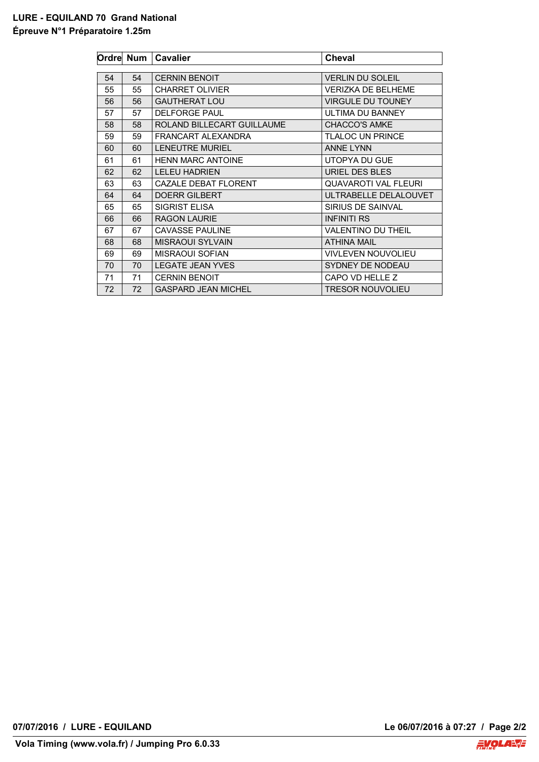**LURE - EQUILAND 70 Grand National**
**Épreuve N°1 Préparatoire 1.25m**

| Ordre | Num | Cavalier | Cheval |
|---|---|---|---|
| 54 | 54 | CERNIN BENOIT | VERLIN DU SOLEIL |
| 55 | 55 | CHARRET OLIVIER | VERIZKA DE BELHEME |
| 56 | 56 | GAUTHERAT LOU | VIRGULE DU TOUNEY |
| 57 | 57 | DELFORGE PAUL | ULTIMA DU BANNEY |
| 58 | 58 | ROLAND BILLECART GUILLAUME | CHACCO'S AMKE |
| 59 | 59 | FRANCART ALEXANDRA | TLALOC UN PRINCE |
| 60 | 60 | LENEUTRE MURIEL | ANNE LYNN |
| 61 | 61 | HENN MARC ANTOINE | UTOPYA DU GUE |
| 62 | 62 | LELEU HADRIEN | URIEL DES BLES |
| 63 | 63 | CAZALE DEBAT FLORENT | QUAVAROTI VAL FLEURI |
| 64 | 64 | DOERR GILBERT | ULTRABELLE DELALOUVET |
| 65 | 65 | SIGRIST ELISA | SIRIUS DE SAINVAL |
| 66 | 66 | RAGON LAURIE | INFINITI RS |
| 67 | 67 | CAVASSE PAULINE | VALENTINO DU THEIL |
| 68 | 68 | MISRAOUI SYLVAIN | ATHINA MAIL |
| 69 | 69 | MISRAOUI SOFIAN | VIVLEVEN NOUVOLIEU |
| 70 | 70 | LEGATE JEAN YVES | SYDNEY DE NODEAU |
| 71 | 71 | CERNIN BENOIT | CAPO VD HELLE Z |
| 72 | 72 | GASPARD JEAN MICHEL | TRESOR NOUVOLIEU |

**07/07/2016 / LURE - EQUILAND** **Le 06/07/2016 à 07:27**

**Vola Timing (www.vola.fr) / Jumping Pro 6.0.33**